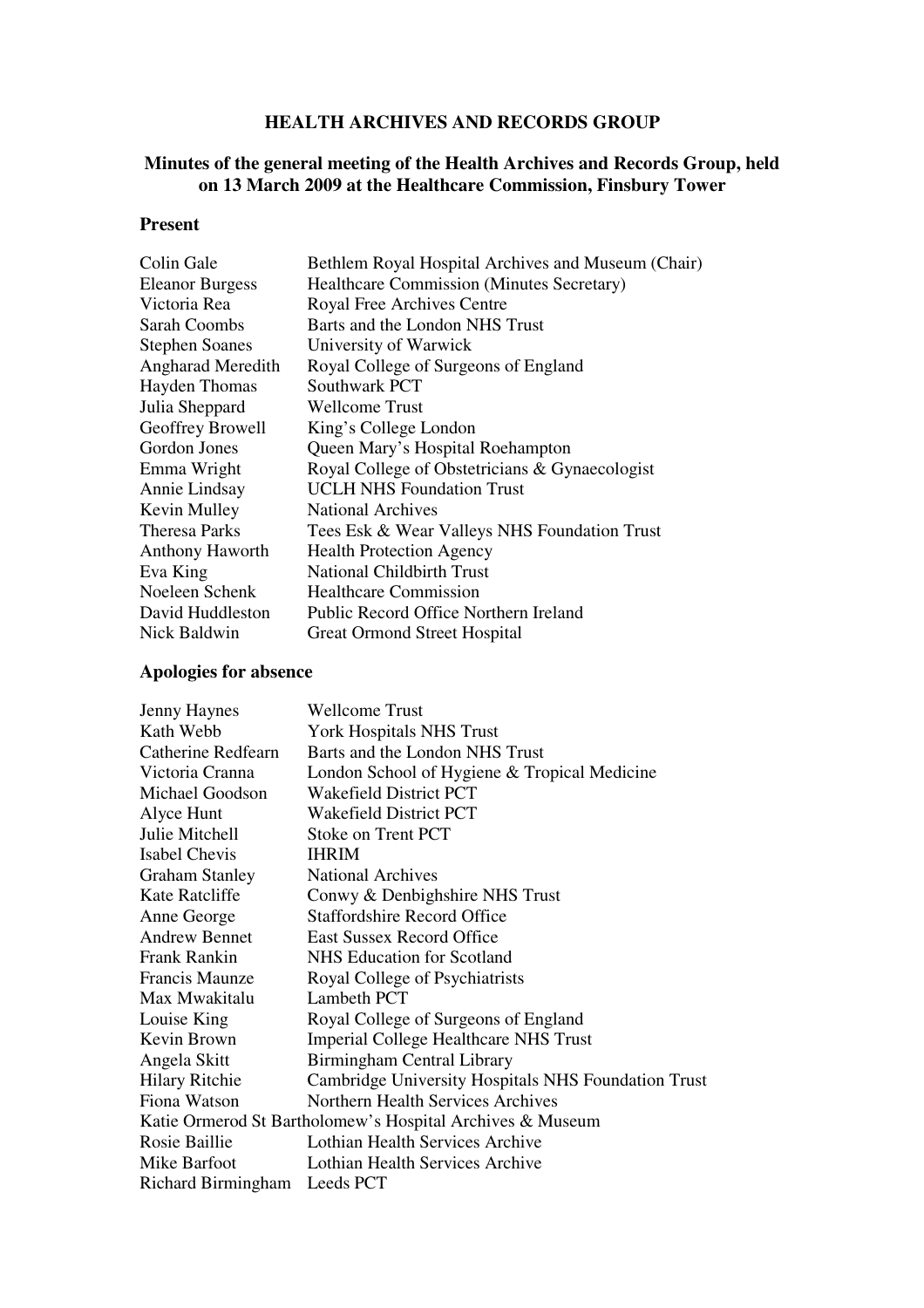**HEALTH ARCHIVES AND RECORDS GROUP**

**Minutes of the general meeting of the Health Archives and Records Group, held on 13 March 2009 at the Healthcare Commission, Finsbury Tower**

**Present**

| | |
|---|---|
| Colin Gale | Bethlem Royal Hospital Archives and Museum (Chair) |
| Eleanor Burgess | Healthcare Commission (Minutes Secretary) |
| Victoria Rea | Royal Free Archives Centre |
| Sarah Coombs | Barts and the London NHS Trust |
| Stephen Soanes | University of Warwick |
| Angharad Meredith | Royal College of Surgeons of England |
| Hayden Thomas | Southwark PCT |
| Julia Sheppard | Wellcome Trust |
| Geoffrey Browell | King's College London |
| Gordon Jones | Queen Mary's Hospital Roehampton |
| Emma Wright | Royal College of Obstetricians & Gynaecologist |
| Annie Lindsay | UCLH NHS Foundation Trust |
| Kevin Mulley | National Archives |
| Theresa Parks | Tees Esk & Wear Valleys NHS Foundation Trust |
| Anthony Haworth | Health Protection Agency |
| Eva King | National Childbirth Trust |
| Noeleen Schenk | Healthcare Commission |
| David Huddleston | Public Record Office Northern Ireland |
| Nick Baldwin | Great Ormond Street Hospital |

**Apologies for absence**

| | |
|---|---|
| Jenny Haynes | Wellcome Trust |
| Kath Webb | York Hospitals NHS Trust |
| Catherine Redfearn | Barts and the London NHS Trust |
| Victoria Cranna | London School of Hygiene & Tropical Medicine |
| Michael Goodson | Wakefield District PCT |
| Alyce Hunt | Wakefield District PCT |
| Julie Mitchell | Stoke on Trent PCT |
| Isabel Chevis | IHRIM |
| Graham Stanley | National Archives |
| Kate Ratcliffe | Conwy & Denbighshire NHS Trust |
| Anne George | Staffordshire Record Office |
| Andrew Bennet | East Sussex Record Office |
| Frank Rankin | NHS Education for Scotland |
| Francis Maunze | Royal College of Psychiatrists |
| Max Mwakitalu | Lambeth PCT |
| Louise King | Royal College of Surgeons of England |
| Kevin Brown | Imperial College Healthcare NHS Trust |
| Angela Skitt | Birmingham Central Library |
| Hilary Ritchie | Cambridge University Hospitals NHS Foundation Trust |
| Fiona Watson | Northern Health Services Archives |
| Katie Ormerod | St Bartholomew's Hospital Archives & Museum |
| Rosie Baillie | Lothian Health Services Archive |
| Mike Barfoot | Lothian Health Services Archive |
| Richard Birmingham | Leeds PCT |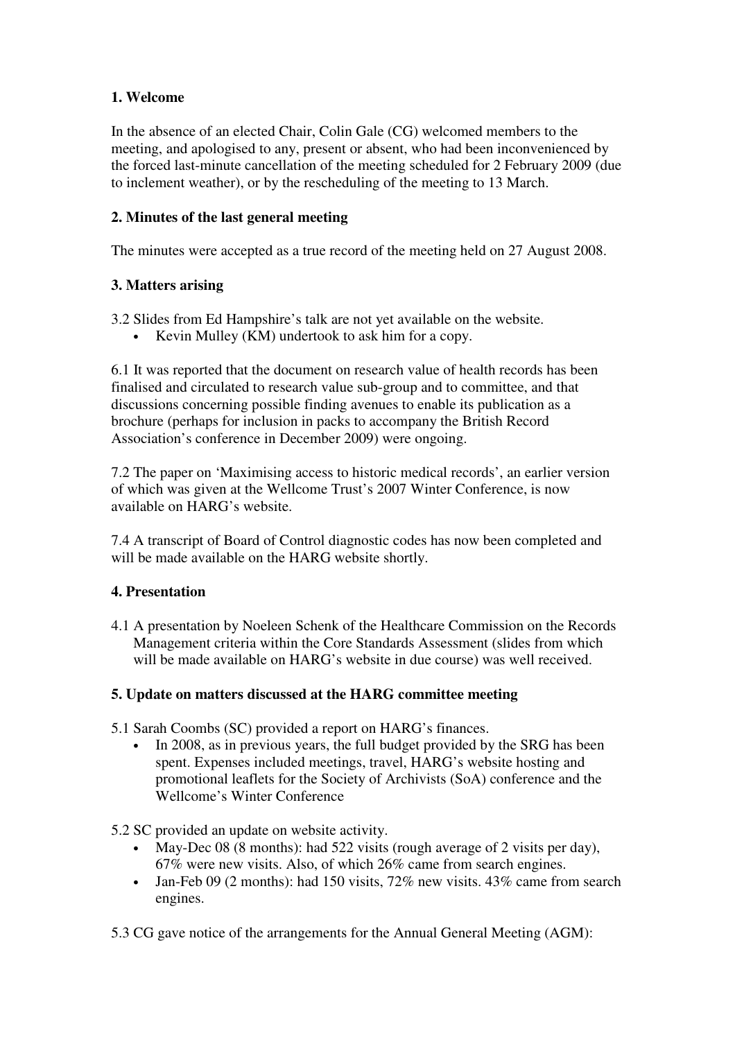### 1. Welcome

In the absence of an elected Chair, Colin Gale (CG) welcomed members to the meeting, and apologised to any, present or absent, who had been inconvenienced by the forced last-minute cancellation of the meeting scheduled for 2 February 2009 (due to inclement weather), or by the rescheduling of the meeting to 13 March.

### 2. Minutes of the last general meeting

The minutes were accepted as a true record of the meeting held on 27 August 2008.

### 3. Matters arising

3.2 Slides from Ed Hampshire's talk are not yet available on the website.

- Kevin Mulley (KM) undertook to ask him for a copy.

6.1 It was reported that the document on research value of health records has been finalised and circulated to research value sub-group and to committee, and that discussions concerning possible finding avenues to enable its publication as a brochure (perhaps for inclusion in packs to accompany the British Record Association's conference in December 2009) were ongoing.

7.2 The paper on 'Maximising access to historic medical records', an earlier version of which was given at the Wellcome Trust's 2007 Winter Conference, is now available on HARG's website.

7.4 A transcript of Board of Control diagnostic codes has now been completed and will be made available on the HARG website shortly.

### 4. Presentation

4.1 A presentation by Noeleen Schenk of the Healthcare Commission on the Records Management criteria within the Core Standards Assessment (slides from which will be made available on HARG's website in due course) was well received.

### 5. Update on matters discussed at the HARG committee meeting

5.1 Sarah Coombs (SC) provided a report on HARG's finances.

- In 2008, as in previous years, the full budget provided by the SRG has been spent. Expenses included meetings, travel, HARG's website hosting and promotional leaflets for the Society of Archivists (SoA) conference and the Wellcome's Winter Conference

5.2 SC provided an update on website activity.

- May-Dec 08 (8 months): had 522 visits (rough average of 2 visits per day), 67% were new visits. Also, of which 26% came from search engines.
- Jan-Feb 09 (2 months): had 150 visits, 72% new visits. 43% came from search engines.

5.3 CG gave notice of the arrangements for the Annual General Meeting (AGM):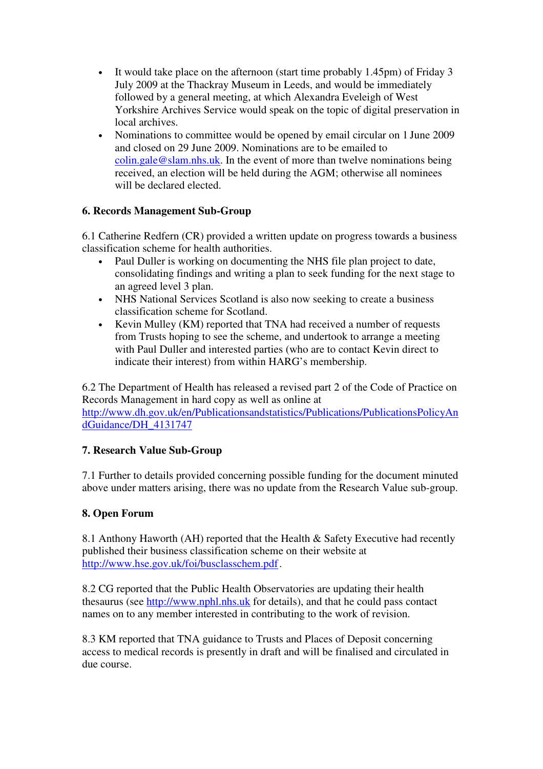- It would take place on the afternoon (start time probably 1.45pm) of Friday 3 July 2009 at the Thackray Museum in Leeds, and would be immediately followed by a general meeting, at which Alexandra Eveleigh of West Yorkshire Archives Service would speak on the topic of digital preservation in local archives.
- Nominations to committee would be opened by email circular on 1 June 2009 and closed on 29 June 2009. Nominations are to be emailed to colin.gale@slam.nhs.uk. In the event of more than twelve nominations being received, an election will be held during the AGM; otherwise all nominees will be declared elected.

**6. Records Management Sub-Group**

6.1 Catherine Redfern (CR) provided a written update on progress towards a business classification scheme for health authorities.

- Paul Duller is working on documenting the NHS file plan project to date, consolidating findings and writing a plan to seek funding for the next stage to an agreed level 3 plan.
- NHS National Services Scotland is also now seeking to create a business classification scheme for Scotland.
- Kevin Mulley (KM) reported that TNA had received a number of requests from Trusts hoping to see the scheme, and undertook to arrange a meeting with Paul Duller and interested parties (who are to contact Kevin direct to indicate their interest) from within HARG's membership.

6.2 The Department of Health has released a revised part 2 of the Code of Practice on Records Management in hard copy as well as online at http://www.dh.gov.uk/en/Publicationsandstatistics/Publications/PublicationsPolicyAndGuidance/DH_4131747

**7. Research Value Sub-Group**

7.1 Further to details provided concerning possible funding for the document minuted above under matters arising, there was no update from the Research Value sub-group.

**8. Open Forum**

8.1 Anthony Haworth (AH) reported that the Health & Safety Executive had recently published their business classification scheme on their website at http://www.hse.gov.uk/foi/busclasschem.pdf.

8.2 CG reported that the Public Health Observatories are updating their health thesaurus (see http://www.nphl.nhs.uk for details), and that he could pass contact names on to any member interested in contributing to the work of revision.

8.3 KM reported that TNA guidance to Trusts and Places of Deposit concerning access to medical records is presently in draft and will be finalised and circulated in due course.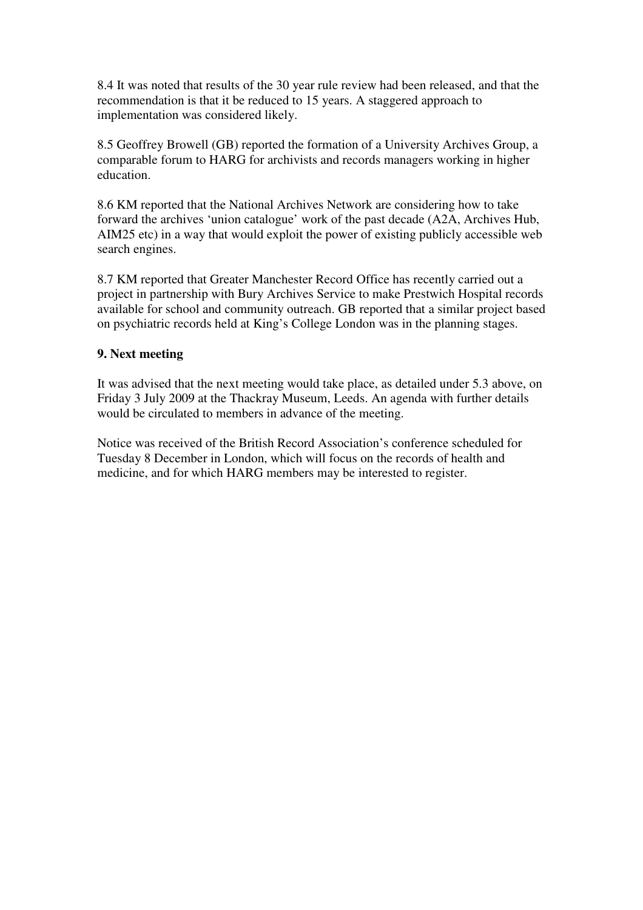8.4 It was noted that results of the 30 year rule review had been released, and that the recommendation is that it be reduced to 15 years. A staggered approach to implementation was considered likely.

8.5 Geoffrey Browell (GB) reported the formation of a University Archives Group, a comparable forum to HARG for archivists and records managers working in higher education.

8.6 KM reported that the National Archives Network are considering how to take forward the archives 'union catalogue' work of the past decade (A2A, Archives Hub, AIM25 etc) in a way that would exploit the power of existing publicly accessible web search engines.

8.7 KM reported that Greater Manchester Record Office has recently carried out a project in partnership with Bury Archives Service to make Prestwich Hospital records available for school and community outreach. GB reported that a similar project based on psychiatric records held at King's College London was in the planning stages.

## 9. Next meeting

It was advised that the next meeting would take place, as detailed under 5.3 above, on Friday 3 July 2009 at the Thackray Museum, Leeds. An agenda with further details would be circulated to members in advance of the meeting.

Notice was received of the British Record Association's conference scheduled for Tuesday 8 December in London, which will focus on the records of health and medicine, and for which HARG members may be interested to register.